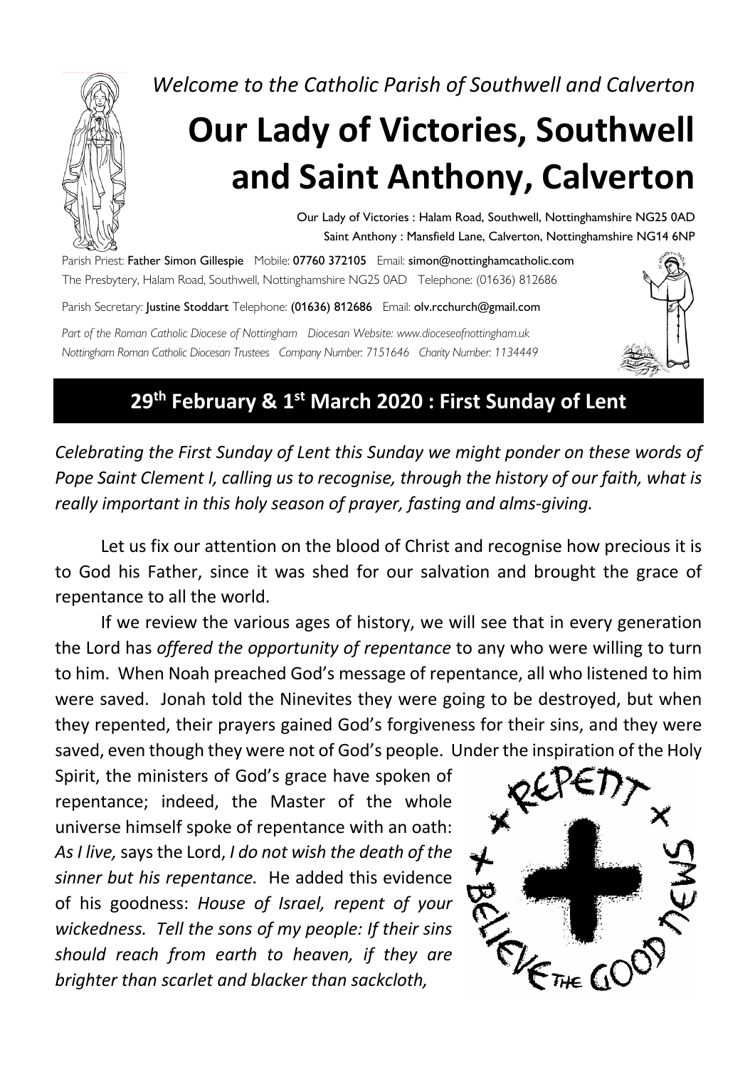*Welcome to the Catholic Parish of Southwell and Calverton*

# Our Lady of Victories, Southwell and Saint Anthony, Calverton

Our Lady of Victories : Halam Road, Southwell, Nottinghamshire NG25 0AD
Saint Anthony : Mansfield Lane, Calverton, Nottinghamshire NG14 6NP

Parish Priest: **Father Simon Gillespie** Mobile: **07760 372105** Email: **simon@nottinghamcatholic.com**
The Presbytery, Halam Road, Southwell, Nottinghamshire NG25 0AD Telephone: (01636) 812686

Parish Secretary: **Justine Stoddart** Telephone: **(01636) 812686** Email: **olv.rcchurch@gmail.com**

*Part of the Roman Catholic Diocese of Nottingham Diocesan Website: www.dioceseofnottingham.uk*
*Nottingham Roman Catholic Diocesan Trustees Company Number: 7151646 Charity Number: 1134449*

## 29th February & 1st March 2020 : First Sunday of Lent

*Celebrating the First Sunday of Lent this Sunday we might ponder on these words of Pope Saint Clement I, calling us to recognise, through the history of our faith, what is really important in this holy season of prayer, fasting and alms-giving.*

Let us fix our attention on the blood of Christ and recognise how precious it is to God his Father, since it was shed for our salvation and brought the grace of repentance to all the world.

If we review the various ages of history, we will see that in every generation the Lord has *offered the opportunity of repentance* to any who were willing to turn to him. When Noah preached God's message of repentance, all who listened to him were saved. Jonah told the Ninevites they were going to be destroyed, but when they repented, their prayers gained God's forgiveness for their sins, and they were saved, even though they were not of God's people. Under the inspiration of the Holy Spirit, the ministers of God's grace have spoken of repentance; indeed, the Master of the whole universe himself spoke of repentance with an oath: *As I live,* says the Lord, *I do not wish the death of the sinner but his repentance.* He added this evidence of his goodness: *House of Israel, repent of your wickedness. Tell the sons of my people: If their sins should reach from earth to heaven, if they are brighter than scarlet and blacker than sackcloth,*

+ REPENT + + BELIEVE THE GOOD NEWS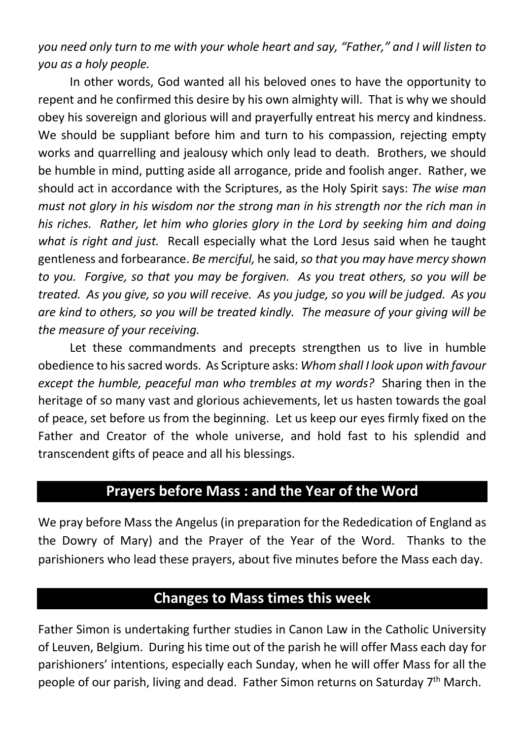*you need only turn to me with your whole heart and say, "Father," and I will listen to you as a holy people.*

In other words, God wanted all his beloved ones to have the opportunity to repent and he confirmed this desire by his own almighty will. That is why we should obey his sovereign and glorious will and prayerfully entreat his mercy and kindness. We should be suppliant before him and turn to his compassion, rejecting empty works and quarrelling and jealousy which only lead to death. Brothers, we should be humble in mind, putting aside all arrogance, pride and foolish anger. Rather, we should act in accordance with the Scriptures, as the Holy Spirit says: *The wise man must not glory in his wisdom nor the strong man in his strength nor the rich man in his riches. Rather, let him who glories glory in the Lord by seeking him and doing what is right and just.* Recall especially what the Lord Jesus said when he taught gentleness and forbearance. *Be merciful,* he said, *so that you may have mercy shown to you. Forgive, so that you may be forgiven. As you treat others, so you will be treated. As you give, so you will receive. As you judge, so you will be judged. As you are kind to others, so you will be treated kindly. The measure of your giving will be the measure of your receiving.*

Let these commandments and precepts strengthen us to live in humble obedience to his sacred words. As Scripture asks: *Whom shall I look upon with favour except the humble, peaceful man who trembles at my words?* Sharing then in the heritage of so many vast and glorious achievements, let us hasten towards the goal of peace, set before us from the beginning. Let us keep our eyes firmly fixed on the Father and Creator of the whole universe, and hold fast to his splendid and transcendent gifts of peace and all his blessings.

## Prayers before Mass : and the Year of the Word

We pray before Mass the Angelus (in preparation for the Rededication of England as the Dowry of Mary) and the Prayer of the Year of the Word. Thanks to the parishioners who lead these prayers, about five minutes before the Mass each day.

## Changes to Mass times this week

Father Simon is undertaking further studies in Canon Law in the Catholic University of Leuven, Belgium. During his time out of the parish he will offer Mass each day for parishioners' intentions, especially each Sunday, when he will offer Mass for all the people of our parish, living and dead. Father Simon returns on Saturday 7th March.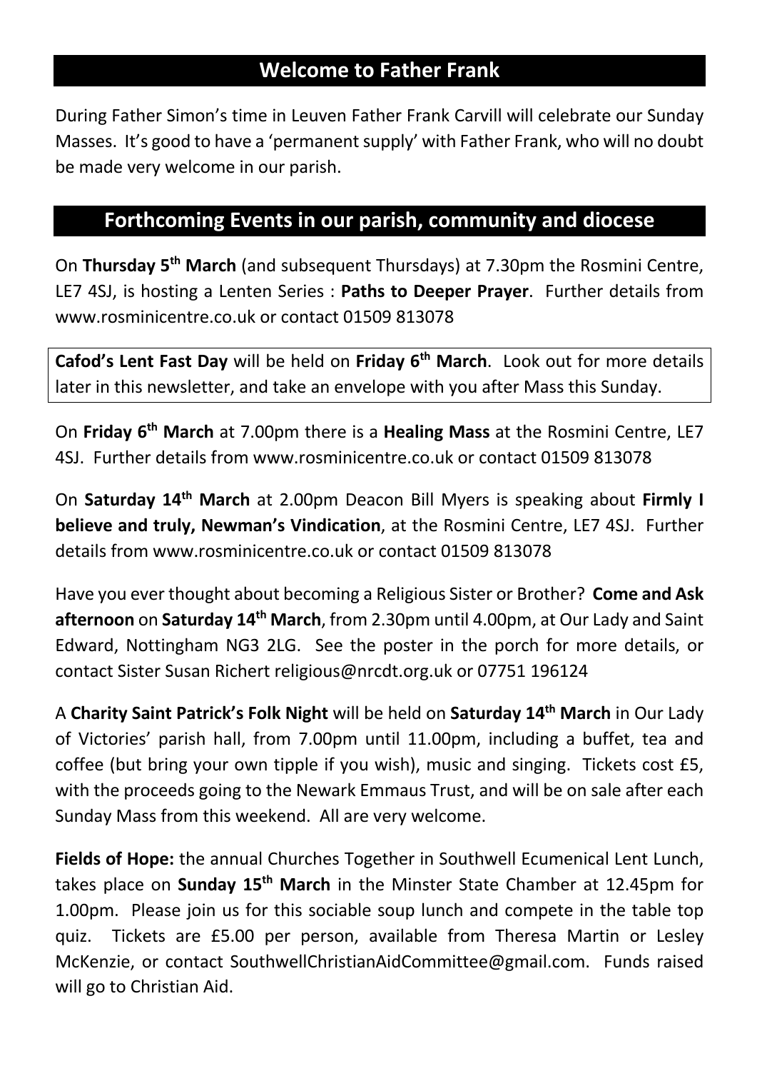## Welcome to Father Frank

During Father Simon's time in Leuven Father Frank Carvill will celebrate our Sunday Masses. It's good to have a 'permanent supply' with Father Frank, who will no doubt be made very welcome in our parish.

## Forthcoming Events in our parish, community and diocese

On **Thursday 5th March** (and subsequent Thursdays) at 7.30pm the Rosmini Centre, LE7 4SJ, is hosting a Lenten Series : **Paths to Deeper Prayer**. Further details from www.rosminicentre.co.uk or contact 01509 813078

**Cafod's Lent Fast Day** will be held on **Friday 6th March**. Look out for more details later in this newsletter, and take an envelope with you after Mass this Sunday.

On **Friday 6th March** at 7.00pm there is a **Healing Mass** at the Rosmini Centre, LE7 4SJ. Further details from www.rosminicentre.co.uk or contact 01509 813078

On **Saturday 14th March** at 2.00pm Deacon Bill Myers is speaking about **Firmly I believe and truly, Newman's Vindication**, at the Rosmini Centre, LE7 4SJ. Further details from www.rosminicentre.co.uk or contact 01509 813078

Have you ever thought about becoming a Religious Sister or Brother? **Come and Ask afternoon** on **Saturday 14th March**, from 2.30pm until 4.00pm, at Our Lady and Saint Edward, Nottingham NG3 2LG. See the poster in the porch for more details, or contact Sister Susan Richert religious@nrcdt.org.uk or 07751 196124

A **Charity Saint Patrick's Folk Night** will be held on **Saturday 14th March** in Our Lady of Victories' parish hall, from 7.00pm until 11.00pm, including a buffet, tea and coffee (but bring your own tipple if you wish), music and singing. Tickets cost £5, with the proceeds going to the Newark Emmaus Trust, and will be on sale after each Sunday Mass from this weekend. All are very welcome.

**Fields of Hope:** the annual Churches Together in Southwell Ecumenical Lent Lunch, takes place on **Sunday 15th March** in the Minster State Chamber at 12.45pm for 1.00pm. Please join us for this sociable soup lunch and compete in the table top quiz. Tickets are £5.00 per person, available from Theresa Martin or Lesley McKenzie, or contact SouthwellChristianAidCommittee@gmail.com. Funds raised will go to Christian Aid.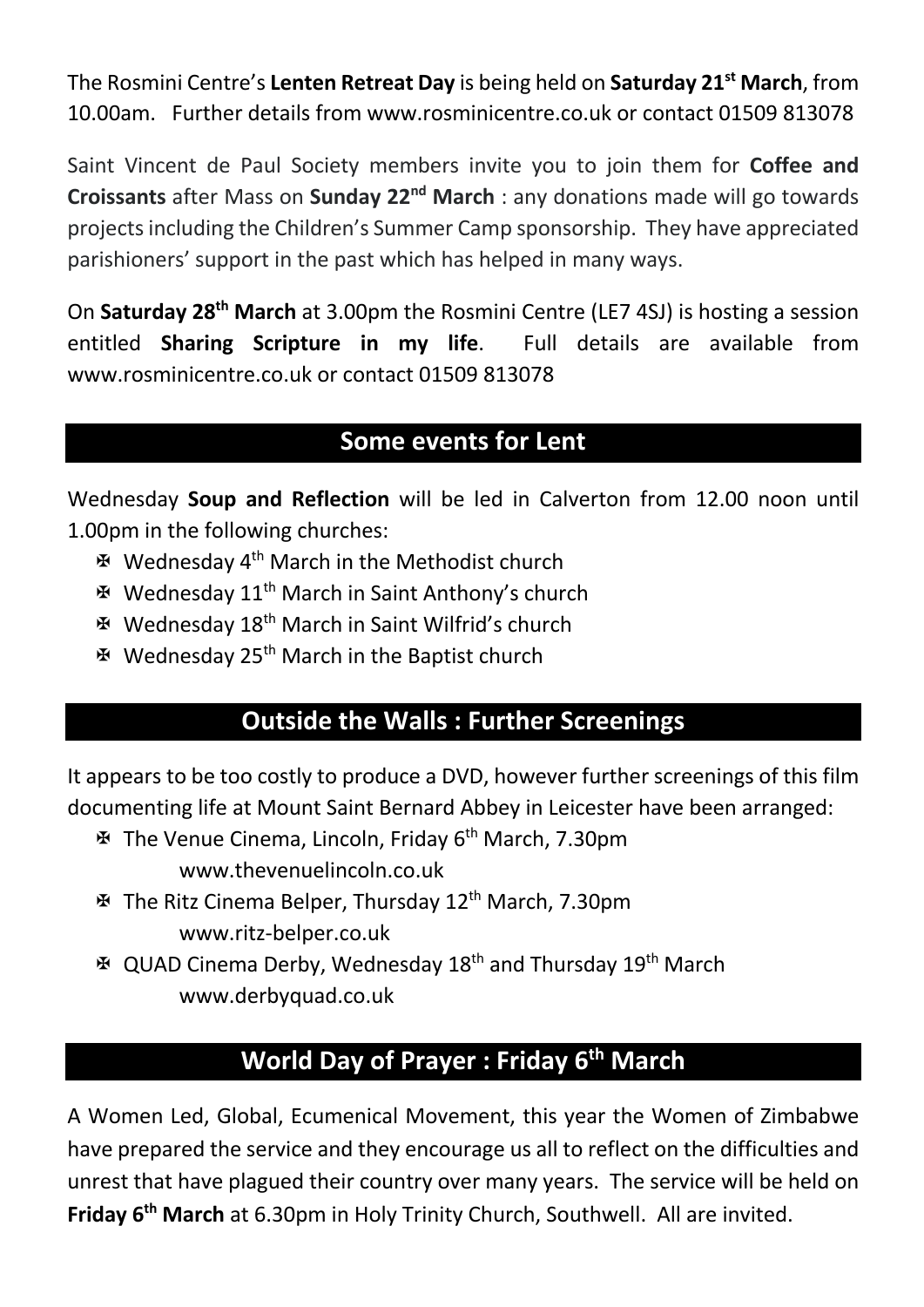The Rosmini Centre's **Lenten Retreat Day** is being held on **Saturday 21st March**, from 10.00am. Further details from www.rosminicentre.co.uk or contact 01509 813078

Saint Vincent de Paul Society members invite you to join them for **Coffee and Croissants** after Mass on **Sunday 22nd March** : any donations made will go towards projects including the Children's Summer Camp sponsorship. They have appreciated parishioners' support in the past which has helped in many ways.

On **Saturday 28th March** at 3.00pm the Rosmini Centre (LE7 4SJ) is hosting a session entitled **Sharing Scripture in my life**. Full details are available from www.rosminicentre.co.uk or contact 01509 813078

## Some events for Lent

Wednesday **Soup and Reflection** will be led in Calverton from 12.00 noon until 1.00pm in the following churches:

- ✠ Wednesday 4th March in the Methodist church
- ✠ Wednesday 11th March in Saint Anthony's church
- ✠ Wednesday 18th March in Saint Wilfrid's church
- ✠ Wednesday 25th March in the Baptist church

## Outside the Walls : Further Screenings

It appears to be too costly to produce a DVD, however further screenings of this film documenting life at Mount Saint Bernard Abbey in Leicester have been arranged:

- ✠ The Venue Cinema, Lincoln, Friday 6th March, 7.30pm
  www.thevenuelincoln.co.uk
- ✠ The Ritz Cinema Belper, Thursday 12th March, 7.30pm
  www.ritz-belper.co.uk
- ✠ QUAD Cinema Derby, Wednesday 18th and Thursday 19th March
  www.derbyquad.co.uk

## World Day of Prayer : Friday 6th March

A Women Led, Global, Ecumenical Movement, this year the Women of Zimbabwe have prepared the service and they encourage us all to reflect on the difficulties and unrest that have plagued their country over many years. The service will be held on **Friday 6th March** at 6.30pm in Holy Trinity Church, Southwell. All are invited.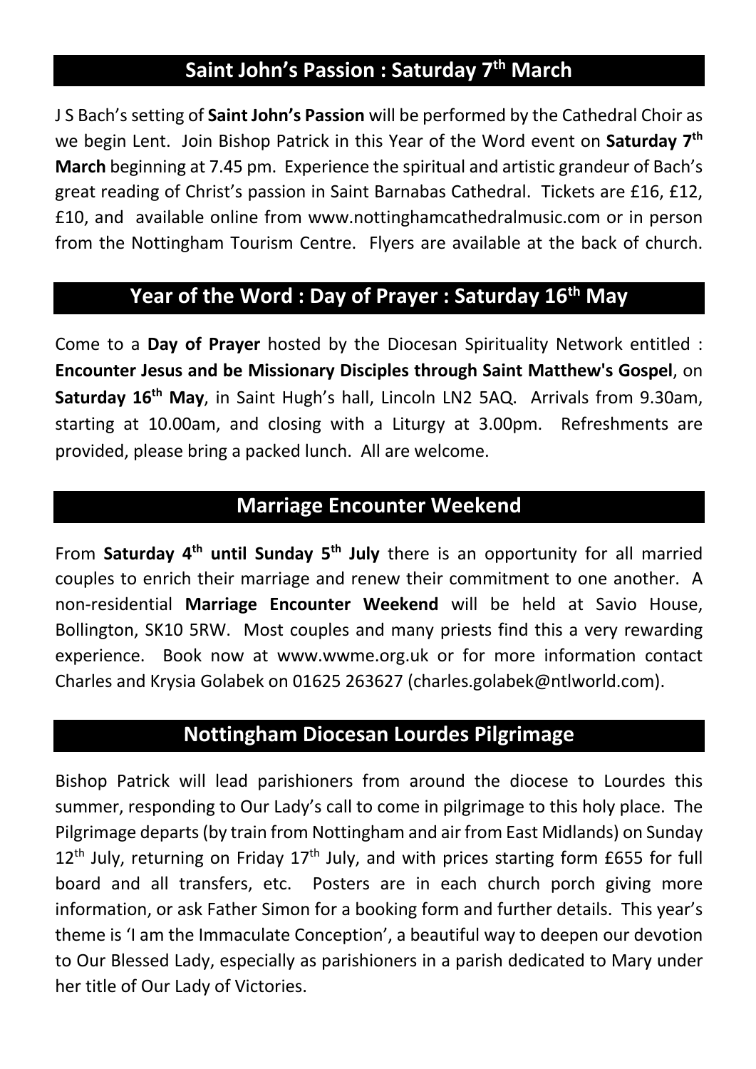## Saint John's Passion : Saturday 7th March

J S Bach's setting of **Saint John's Passion** will be performed by the Cathedral Choir as we begin Lent. Join Bishop Patrick in this Year of the Word event on **Saturday 7th March** beginning at 7.45 pm. Experience the spiritual and artistic grandeur of Bach's great reading of Christ's passion in Saint Barnabas Cathedral. Tickets are £16, £12, £10, and available online from www.nottinghamcathedralmusic.com or in person from the Nottingham Tourism Centre. Flyers are available at the back of church.

## Year of the Word : Day of Prayer : Saturday 16th May

Come to a **Day of Prayer** hosted by the Diocesan Spirituality Network entitled : **Encounter Jesus and be Missionary Disciples through Saint Matthew's Gospel**, on **Saturday 16th May**, in Saint Hugh's hall, Lincoln LN2 5AQ. Arrivals from 9.30am, starting at 10.00am, and closing with a Liturgy at 3.00pm. Refreshments are provided, please bring a packed lunch. All are welcome.

## Marriage Encounter Weekend

From **Saturday 4th until Sunday 5th July** there is an opportunity for all married couples to enrich their marriage and renew their commitment to one another. A non-residential **Marriage Encounter Weekend** will be held at Savio House, Bollington, SK10 5RW. Most couples and many priests find this a very rewarding experience. Book now at www.wwme.org.uk or for more information contact Charles and Krysia Golabek on 01625 263627 (charles.golabek@ntlworld.com).

## Nottingham Diocesan Lourdes Pilgrimage

Bishop Patrick will lead parishioners from around the diocese to Lourdes this summer, responding to Our Lady's call to come in pilgrimage to this holy place. The Pilgrimage departs (by train from Nottingham and air from East Midlands) on Sunday 12th July, returning on Friday 17th July, and with prices starting form £655 for full board and all transfers, etc. Posters are in each church porch giving more information, or ask Father Simon for a booking form and further details. This year's theme is 'I am the Immaculate Conception', a beautiful way to deepen our devotion to Our Blessed Lady, especially as parishioners in a parish dedicated to Mary under her title of Our Lady of Victories.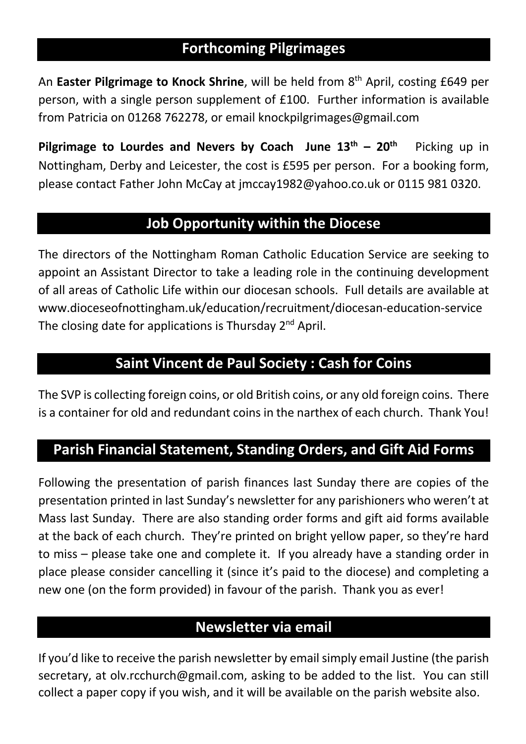## Forthcoming Pilgrimages

An **Easter Pilgrimage to Knock Shrine**, will be held from 8th April, costing £649 per person, with a single person supplement of £100. Further information is available from Patricia on 01268 762278, or email knockpilgrimages@gmail.com

**Pilgrimage to Lourdes and Nevers by Coach June 13th – 20th** Picking up in Nottingham, Derby and Leicester, the cost is £595 per person. For a booking form, please contact Father John McCay at jmccay1982@yahoo.co.uk or 0115 981 0320.

## Job Opportunity within the Diocese

The directors of the Nottingham Roman Catholic Education Service are seeking to appoint an Assistant Director to take a leading role in the continuing development of all areas of Catholic Life within our diocesan schools. Full details are available at www.dioceseofnottingham.uk/education/recruitment/diocesan-education-service The closing date for applications is Thursday 2nd April.

## Saint Vincent de Paul Society : Cash for Coins

The SVP is collecting foreign coins, or old British coins, or any old foreign coins. There is a container for old and redundant coins in the narthex of each church. Thank You!

## Parish Financial Statement, Standing Orders, and Gift Aid Forms

Following the presentation of parish finances last Sunday there are copies of the presentation printed in last Sunday's newsletter for any parishioners who weren't at Mass last Sunday. There are also standing order forms and gift aid forms available at the back of each church. They're printed on bright yellow paper, so they're hard to miss – please take one and complete it. If you already have a standing order in place please consider cancelling it (since it's paid to the diocese) and completing a new one (on the form provided) in favour of the parish. Thank you as ever!

## Newsletter via email

If you'd like to receive the parish newsletter by email simply email Justine (the parish secretary, at olv.rcchurch@gmail.com, asking to be added to the list. You can still collect a paper copy if you wish, and it will be available on the parish website also.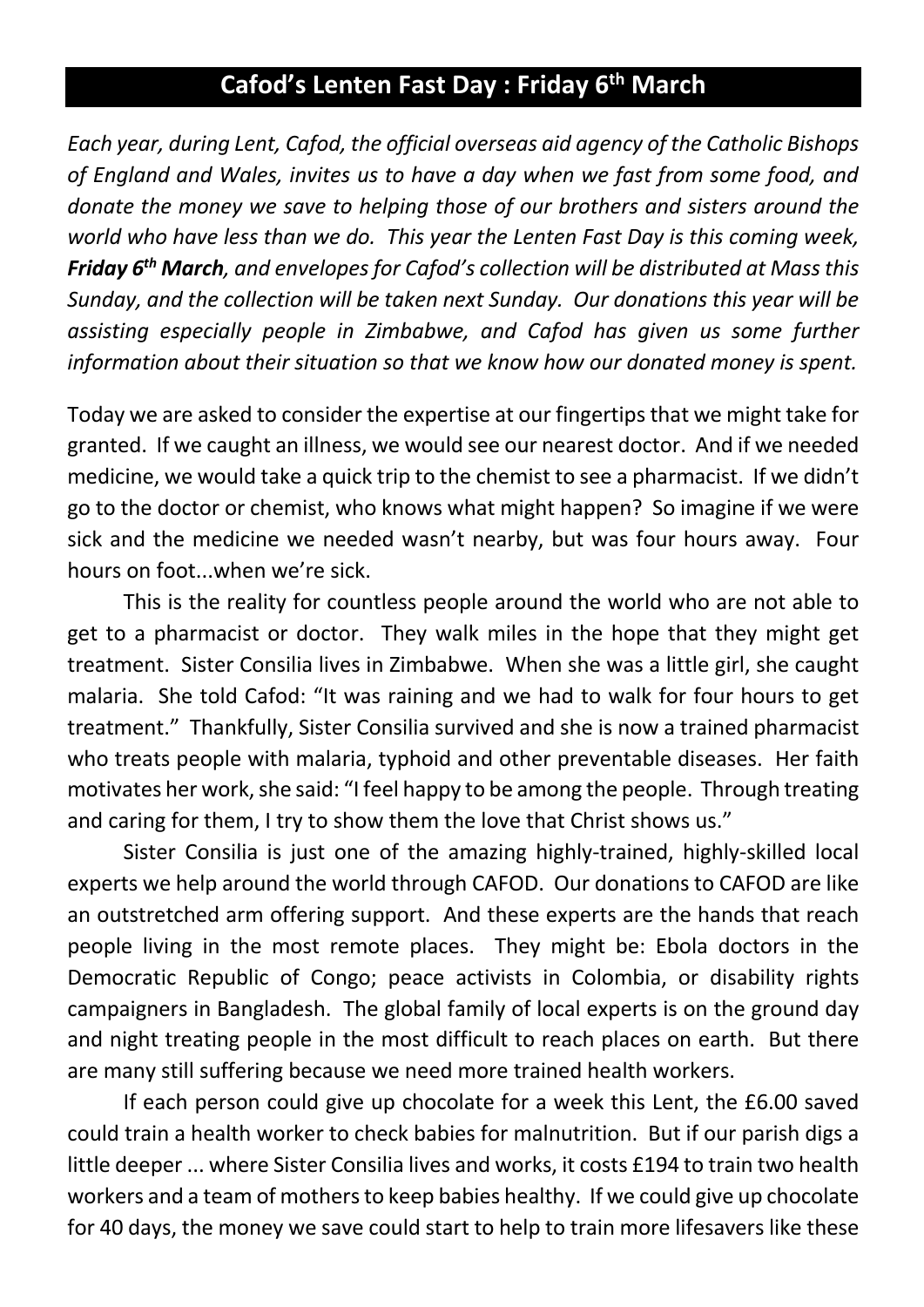## Cafod's Lenten Fast Day : Friday 6th March

*Each year, during Lent, Cafod, the official overseas aid agency of the Catholic Bishops of England and Wales, invites us to have a day when we fast from some food, and donate the money we save to helping those of our brothers and sisters around the world who have less than we do. This year the Lenten Fast Day is this coming week,* ***Friday 6th March****, and envelopes for Cafod's collection will be distributed at Mass this Sunday, and the collection will be taken next Sunday. Our donations this year will be assisting especially people in Zimbabwe, and Cafod has given us some further information about their situation so that we know how our donated money is spent.*

Today we are asked to consider the expertise at our fingertips that we might take for granted. If we caught an illness, we would see our nearest doctor. And if we needed medicine, we would take a quick trip to the chemist to see a pharmacist. If we didn't go to the doctor or chemist, who knows what might happen? So imagine if we were sick and the medicine we needed wasn't nearby, but was four hours away. Four hours on foot...when we're sick.

This is the reality for countless people around the world who are not able to get to a pharmacist or doctor. They walk miles in the hope that they might get treatment. Sister Consilia lives in Zimbabwe. When she was a little girl, she caught malaria. She told Cafod: "It was raining and we had to walk for four hours to get treatment." Thankfully, Sister Consilia survived and she is now a trained pharmacist who treats people with malaria, typhoid and other preventable diseases. Her faith motivates her work, she said: "I feel happy to be among the people. Through treating and caring for them, I try to show them the love that Christ shows us."

Sister Consilia is just one of the amazing highly-trained, highly-skilled local experts we help around the world through CAFOD. Our donations to CAFOD are like an outstretched arm offering support. And these experts are the hands that reach people living in the most remote places. They might be: Ebola doctors in the Democratic Republic of Congo; peace activists in Colombia, or disability rights campaigners in Bangladesh. The global family of local experts is on the ground day and night treating people in the most difficult to reach places on earth. But there are many still suffering because we need more trained health workers.

If each person could give up chocolate for a week this Lent, the £6.00 saved could train a health worker to check babies for malnutrition. But if our parish digs a little deeper ... where Sister Consilia lives and works, it costs £194 to train two health workers and a team of mothers to keep babies healthy. If we could give up chocolate for 40 days, the money we save could start to help to train more lifesavers like these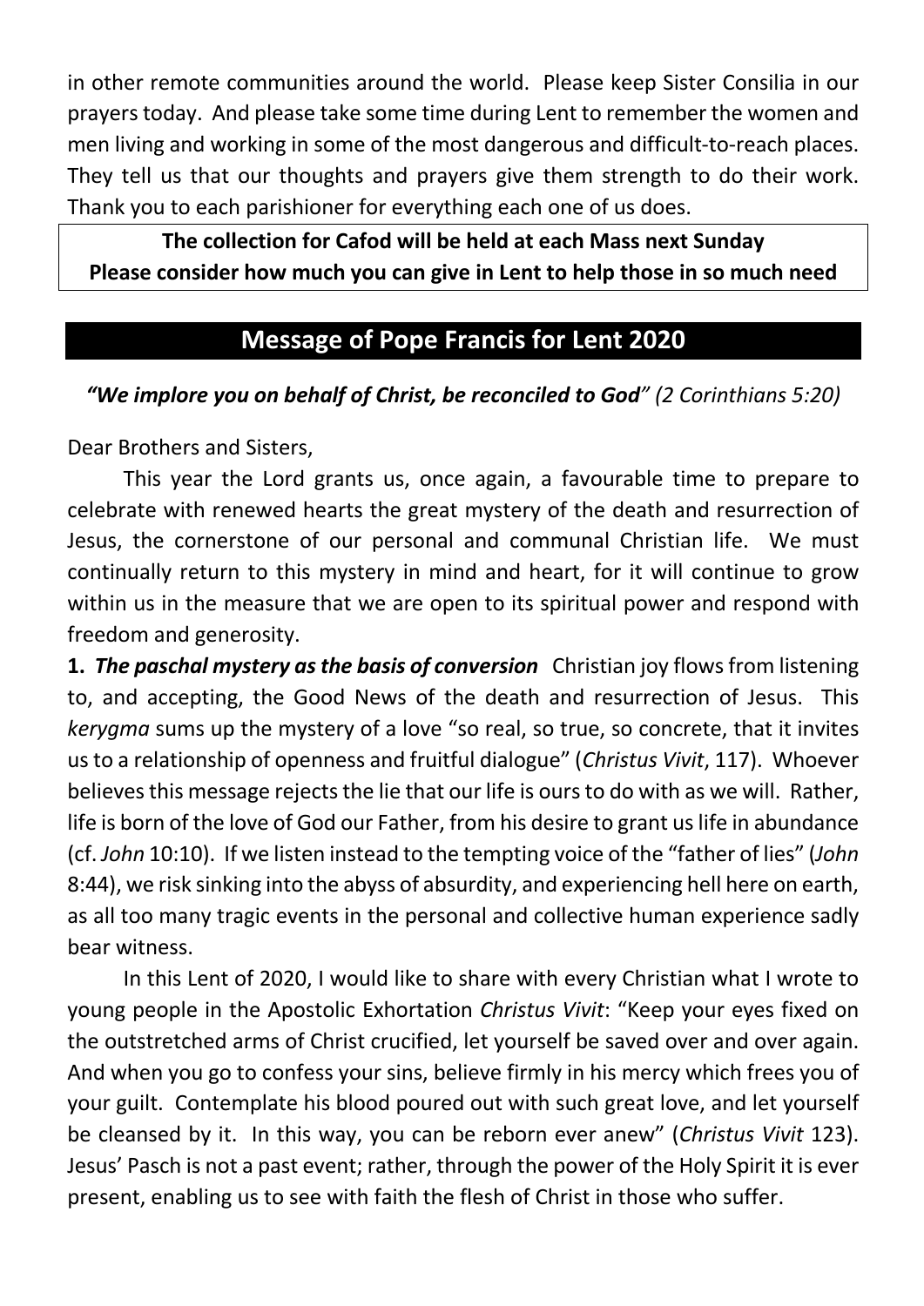in other remote communities around the world. Please keep Sister Consilia in our prayers today. And please take some time during Lent to remember the women and men living and working in some of the most dangerous and difficult-to-reach places. They tell us that our thoughts and prayers give them strength to do their work. Thank you to each parishioner for everything each one of us does.

**The collection for Cafod will be held at each Mass next Sunday**
**Please consider how much you can give in Lent to help those in so much need**

## Message of Pope Francis for Lent 2020

***"We implore you on behalf of Christ, be reconciled to God"*** *(2 Corinthians 5:20)*

Dear Brothers and Sisters,

This year the Lord grants us, once again, a favourable time to prepare to celebrate with renewed hearts the great mystery of the death and resurrection of Jesus, the cornerstone of our personal and communal Christian life. We must continually return to this mystery in mind and heart, for it will continue to grow within us in the measure that we are open to its spiritual power and respond with freedom and generosity.

**1.** ***The paschal mystery as the basis of conversion*** Christian joy flows from listening to, and accepting, the Good News of the death and resurrection of Jesus. This *kerygma* sums up the mystery of a love "so real, so true, so concrete, that it invites us to a relationship of openness and fruitful dialogue" (*Christus Vivit*, 117). Whoever believes this message rejects the lie that our life is ours to do with as we will. Rather, life is born of the love of God our Father, from his desire to grant us life in abundance (cf. *John* 10:10). If we listen instead to the tempting voice of the "father of lies" (*John* 8:44), we risk sinking into the abyss of absurdity, and experiencing hell here on earth, as all too many tragic events in the personal and collective human experience sadly bear witness.

In this Lent of 2020, I would like to share with every Christian what I wrote to young people in the Apostolic Exhortation *Christus Vivit*: "Keep your eyes fixed on the outstretched arms of Christ crucified, let yourself be saved over and over again. And when you go to confess your sins, believe firmly in his mercy which frees you of your guilt. Contemplate his blood poured out with such great love, and let yourself be cleansed by it. In this way, you can be reborn ever anew" (*Christus Vivit* 123). Jesus' Pasch is not a past event; rather, through the power of the Holy Spirit it is ever present, enabling us to see with faith the flesh of Christ in those who suffer.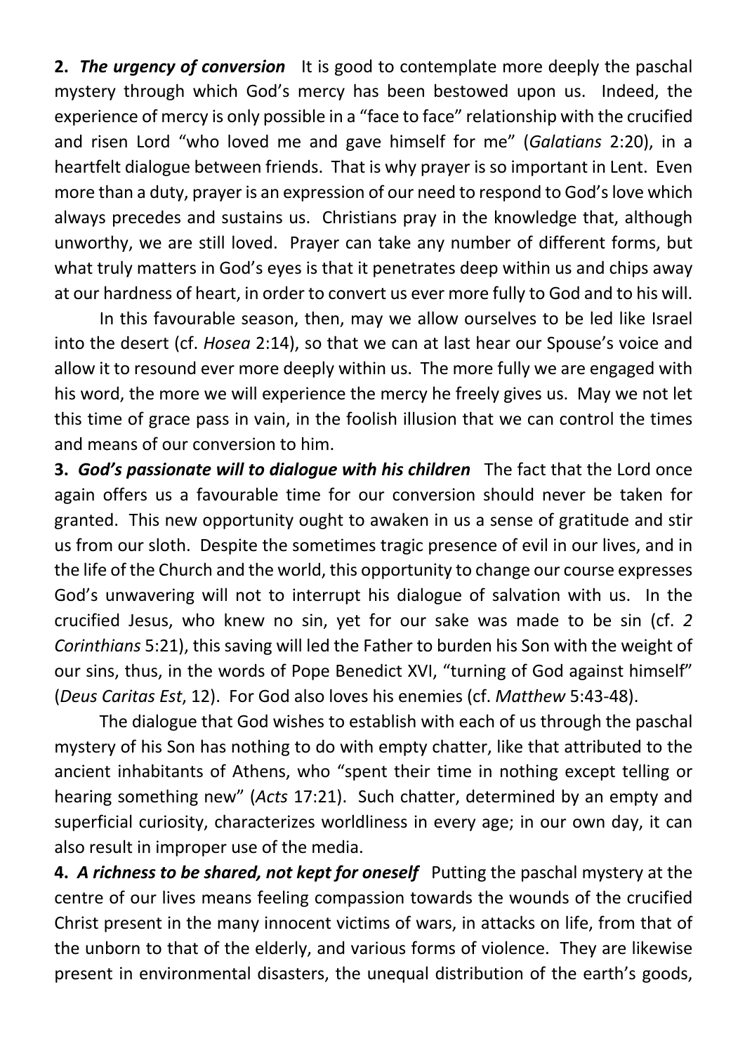**2.** ***The urgency of conversion*** It is good to contemplate more deeply the paschal mystery through which God's mercy has been bestowed upon us. Indeed, the experience of mercy is only possible in a "face to face" relationship with the crucified and risen Lord "who loved me and gave himself for me" (*Galatians* 2:20), in a heartfelt dialogue between friends. That is why prayer is so important in Lent. Even more than a duty, prayer is an expression of our need to respond to God's love which always precedes and sustains us. Christians pray in the knowledge that, although unworthy, we are still loved. Prayer can take any number of different forms, but what truly matters in God's eyes is that it penetrates deep within us and chips away at our hardness of heart, in order to convert us ever more fully to God and to his will.

In this favourable season, then, may we allow ourselves to be led like Israel into the desert (cf. *Hosea* 2:14), so that we can at last hear our Spouse's voice and allow it to resound ever more deeply within us. The more fully we are engaged with his word, the more we will experience the mercy he freely gives us. May we not let this time of grace pass in vain, in the foolish illusion that we can control the times and means of our conversion to him.

**3.** ***God's passionate will to dialogue with his children*** The fact that the Lord once again offers us a favourable time for our conversion should never be taken for granted. This new opportunity ought to awaken in us a sense of gratitude and stir us from our sloth. Despite the sometimes tragic presence of evil in our lives, and in the life of the Church and the world, this opportunity to change our course expresses God's unwavering will not to interrupt his dialogue of salvation with us. In the crucified Jesus, who knew no sin, yet for our sake was made to be sin (cf. *2 Corinthians* 5:21), this saving will led the Father to burden his Son with the weight of our sins, thus, in the words of Pope Benedict XVI, "turning of God against himself" (*Deus Caritas Est*, 12). For God also loves his enemies (cf. *Matthew* 5:43-48).

The dialogue that God wishes to establish with each of us through the paschal mystery of his Son has nothing to do with empty chatter, like that attributed to the ancient inhabitants of Athens, who "spent their time in nothing except telling or hearing something new" (*Acts* 17:21). Such chatter, determined by an empty and superficial curiosity, characterizes worldliness in every age; in our own day, it can also result in improper use of the media.

**4.** ***A richness to be shared, not kept for oneself*** Putting the paschal mystery at the centre of our lives means feeling compassion towards the wounds of the crucified Christ present in the many innocent victims of wars, in attacks on life, from that of the unborn to that of the elderly, and various forms of violence. They are likewise present in environmental disasters, the unequal distribution of the earth's goods,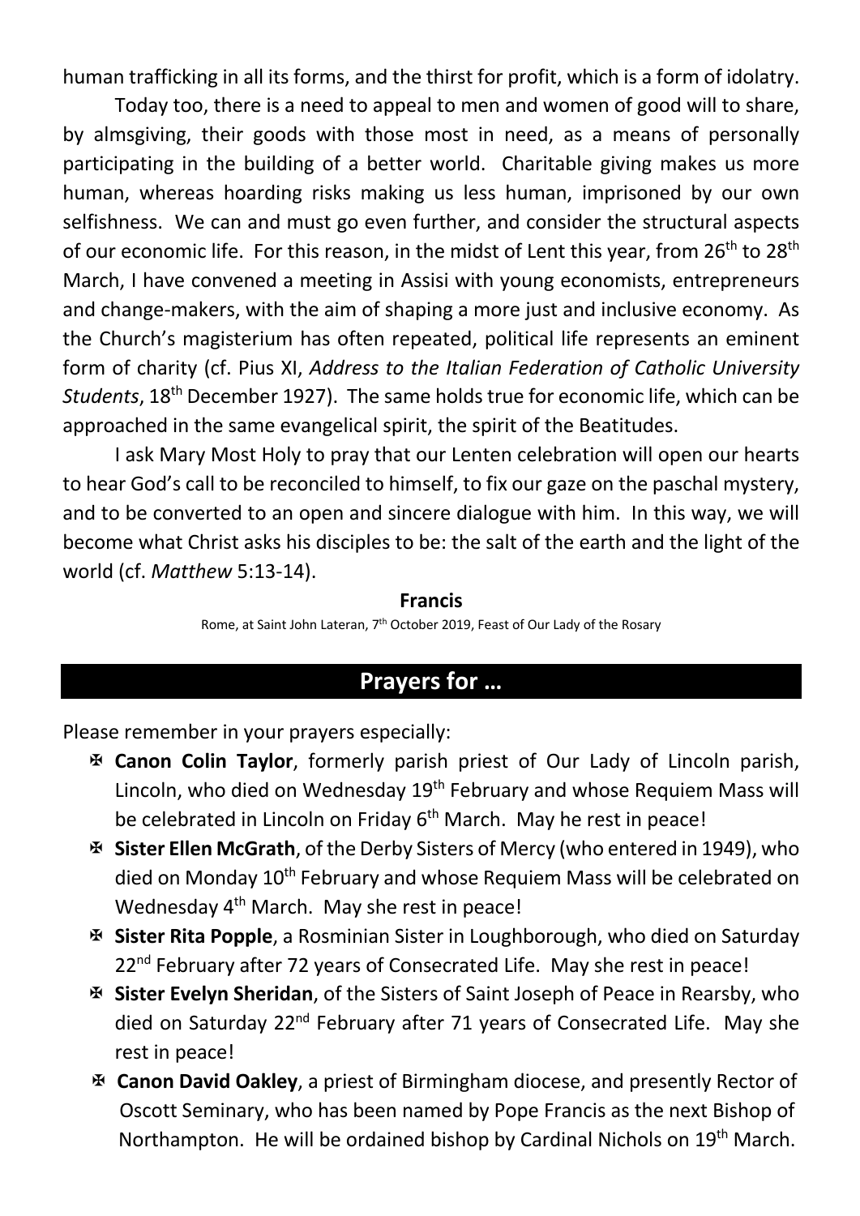human trafficking in all its forms, and the thirst for profit, which is a form of idolatry.

Today too, there is a need to appeal to men and women of good will to share, by almsgiving, their goods with those most in need, as a means of personally participating in the building of a better world. Charitable giving makes us more human, whereas hoarding risks making us less human, imprisoned by our own selfishness. We can and must go even further, and consider the structural aspects of our economic life. For this reason, in the midst of Lent this year, from 26th to 28th March, I have convened a meeting in Assisi with young economists, entrepreneurs and change-makers, with the aim of shaping a more just and inclusive economy. As the Church's magisterium has often repeated, political life represents an eminent form of charity (cf. Pius XI, *Address to the Italian Federation of Catholic University Students*, 18th December 1927). The same holds true for economic life, which can be approached in the same evangelical spirit, the spirit of the Beatitudes.

I ask Mary Most Holy to pray that our Lenten celebration will open our hearts to hear God's call to be reconciled to himself, to fix our gaze on the paschal mystery, and to be converted to an open and sincere dialogue with him. In this way, we will become what Christ asks his disciples to be: the salt of the earth and the light of the world (cf. *Matthew* 5:13-14).

**Francis**

Rome, at Saint John Lateran, 7th October 2019, Feast of Our Lady of the Rosary

## Prayers for …

Please remember in your prayers especially:

- ✠ **Canon Colin Taylor**, formerly parish priest of Our Lady of Lincoln parish, Lincoln, who died on Wednesday 19th February and whose Requiem Mass will be celebrated in Lincoln on Friday 6th March. May he rest in peace!
- ✠ **Sister Ellen McGrath**, of the Derby Sisters of Mercy (who entered in 1949), who died on Monday 10th February and whose Requiem Mass will be celebrated on Wednesday 4th March. May she rest in peace!
- ✠ **Sister Rita Popple**, a Rosminian Sister in Loughborough, who died on Saturday 22nd February after 72 years of Consecrated Life. May she rest in peace!
- ✠ **Sister Evelyn Sheridan**, of the Sisters of Saint Joseph of Peace in Rearsby, who died on Saturday 22nd February after 71 years of Consecrated Life. May she rest in peace!
- ✠ **Canon David Oakley**, a priest of Birmingham diocese, and presently Rector of Oscott Seminary, who has been named by Pope Francis as the next Bishop of Northampton. He will be ordained bishop by Cardinal Nichols on 19th March.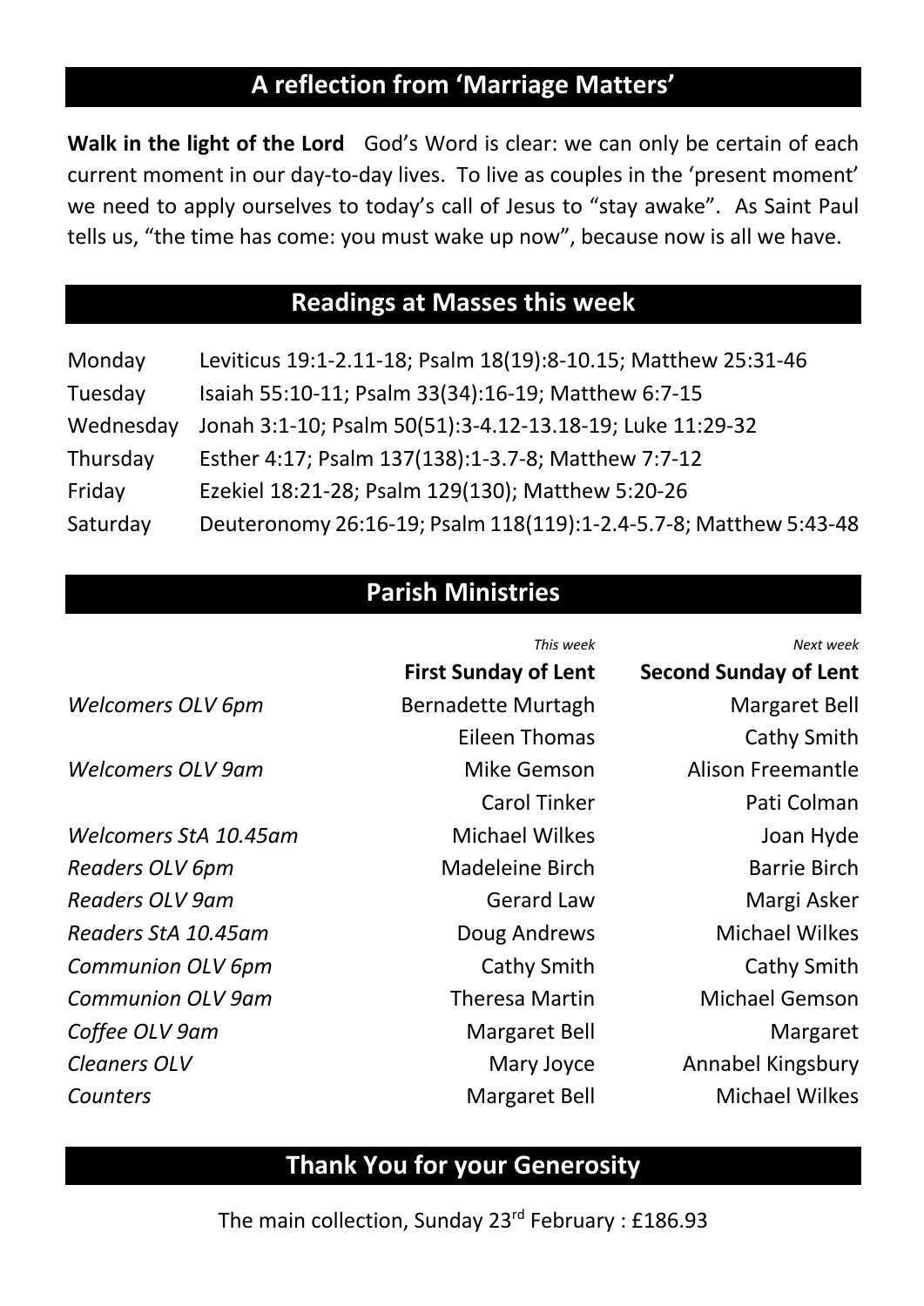## A reflection from 'Marriage Matters'

**Walk in the light of the Lord** God's Word is clear: we can only be certain of each current moment in our day-to-day lives. To live as couples in the 'present moment' we need to apply ourselves to today's call of Jesus to "stay awake". As Saint Paul tells us, "the time has come: you must wake up now", because now is all we have.

## Readings at Masses this week

| | |
|---|---|
| Monday | Leviticus 19:1-2.11-18; Psalm 18(19):8-10.15; Matthew 25:31-46 |
| Tuesday | Isaiah 55:10-11; Psalm 33(34):16-19; Matthew 6:7-15 |
| Wednesday | Jonah 3:1-10; Psalm 50(51):3-4.12-13.18-19; Luke 11:29-32 |
| Thursday | Esther 4:17; Psalm 137(138):1-3.7-8; Matthew 7:7-12 |
| Friday | Ezekiel 18:21-28; Psalm 129(130); Matthew 5:20-26 |
| Saturday | Deuteronomy 26:16-19; Psalm 118(119):1-2.4-5.7-8; Matthew 5:43-48 |

## Parish Ministries

| | *This week* **First Sunday of Lent** | *Next week* **Second Sunday of Lent** |
|---|---|---|
| *Welcomers OLV 6pm* | Bernadette Murtagh | Margaret Bell |
| | Eileen Thomas | Cathy Smith |
| *Welcomers OLV 9am* | Mike Gemson | Alison Freemantle |
| | Carol Tinker | Pati Colman |
| *Welcomers StA 10.45am* | Michael Wilkes | Joan Hyde |
| *Readers OLV 6pm* | Madeleine Birch | Barrie Birch |
| *Readers OLV 9am* | Gerard Law | Margi Asker |
| *Readers StA 10.45am* | Doug Andrews | Michael Wilkes |
| *Communion OLV 6pm* | Cathy Smith | Cathy Smith |
| *Communion OLV 9am* | Theresa Martin | Michael Gemson |
| *Coffee OLV 9am* | Margaret Bell | Margaret |
| *Cleaners OLV* | Mary Joyce | Annabel Kingsbury |
| *Counters* | Margaret Bell | Michael Wilkes |

## Thank You for your Generosity

The main collection, Sunday 23rd February : £186.93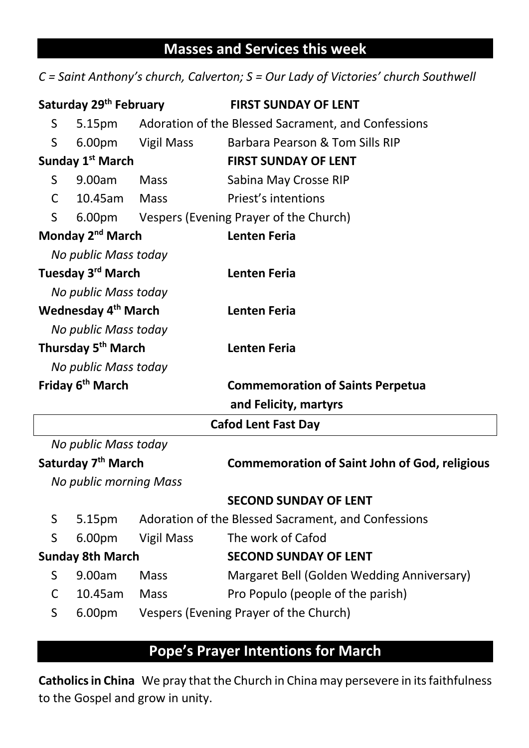## Masses and Services this week

*C = Saint Anthony's church, Calverton; S = Our Lady of Victories' church Southwell*

| | | | |
|---|---|---|---|
| **Saturday 29th February** | | | **FIRST SUNDAY OF LENT** |
| S | 5.15pm | Adoration of the Blessed Sacrament, and Confessions | |
| S | 6.00pm | Vigil Mass | Barbara Pearson & Tom Sills RIP |
| **Sunday 1st March** | | | **FIRST SUNDAY OF LENT** |
| S | 9.00am | Mass | Sabina May Crosse RIP |
| C | 10.45am | Mass | Priest's intentions |
| S | 6.00pm | Vespers (Evening Prayer of the Church) | |
| **Monday 2nd March** | | | **Lenten Feria** |
| *No public Mass today* | | | |
| **Tuesday 3rd March** | | | **Lenten Feria** |
| *No public Mass today* | | | |
| **Wednesday 4th March** | | | **Lenten Feria** |
| *No public Mass today* | | | |
| **Thursday 5th March** | | | **Lenten Feria** |
| *No public Mass today* | | | |
| **Friday 6th March** | | | **Commemoration of Saints Perpetua and Felicity, martyrs** |
| **Cafod Lent Fast Day** | | | |
| *No public Mass today* | | | |
| **Saturday 7th March** | | | **Commemoration of Saint John of God, religious** |
| *No public morning Mass* | | | |
| | | | **SECOND SUNDAY OF LENT** |
| S | 5.15pm | Adoration of the Blessed Sacrament, and Confessions | |
| S | 6.00pm | Vigil Mass | The work of Cafod |
| **Sunday 8th March** | | | **SECOND SUNDAY OF LENT** |
| S | 9.00am | Mass | Margaret Bell (Golden Wedding Anniversary) |
| C | 10.45am | Mass | Pro Populo (people of the parish) |
| S | 6.00pm | Vespers (Evening Prayer of the Church) | |

## Pope's Prayer Intentions for March

**Catholics in China** We pray that the Church in China may persevere in its faithfulness to the Gospel and grow in unity.